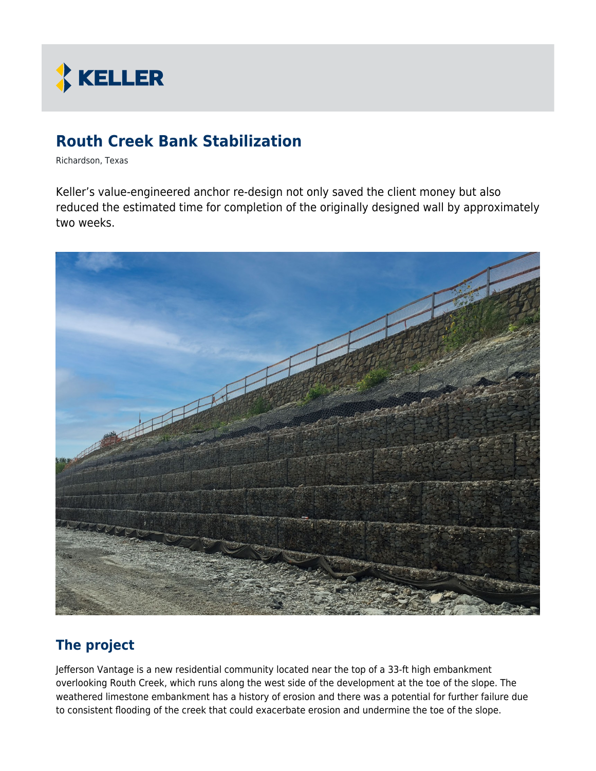KELLER

# Routh Creek Bank Stabilization

Richardson, Texas

Keller's value-engineered anchor re-design not only saved the client money but also reduced the estimated time for completion of the originally designed wall by approximately two weeks.

## The project

Jefferson Vantage is a new residential community located near the top of a 33-ft high embankment overlooking Routh Creek, which runs along the west side of the development at the toe of the slope. The weathered limestone embankment has a history of erosion and there was a potential for further failure due to consistent flooding of the creek that could exacerbate erosion and undermine the toe of the slope.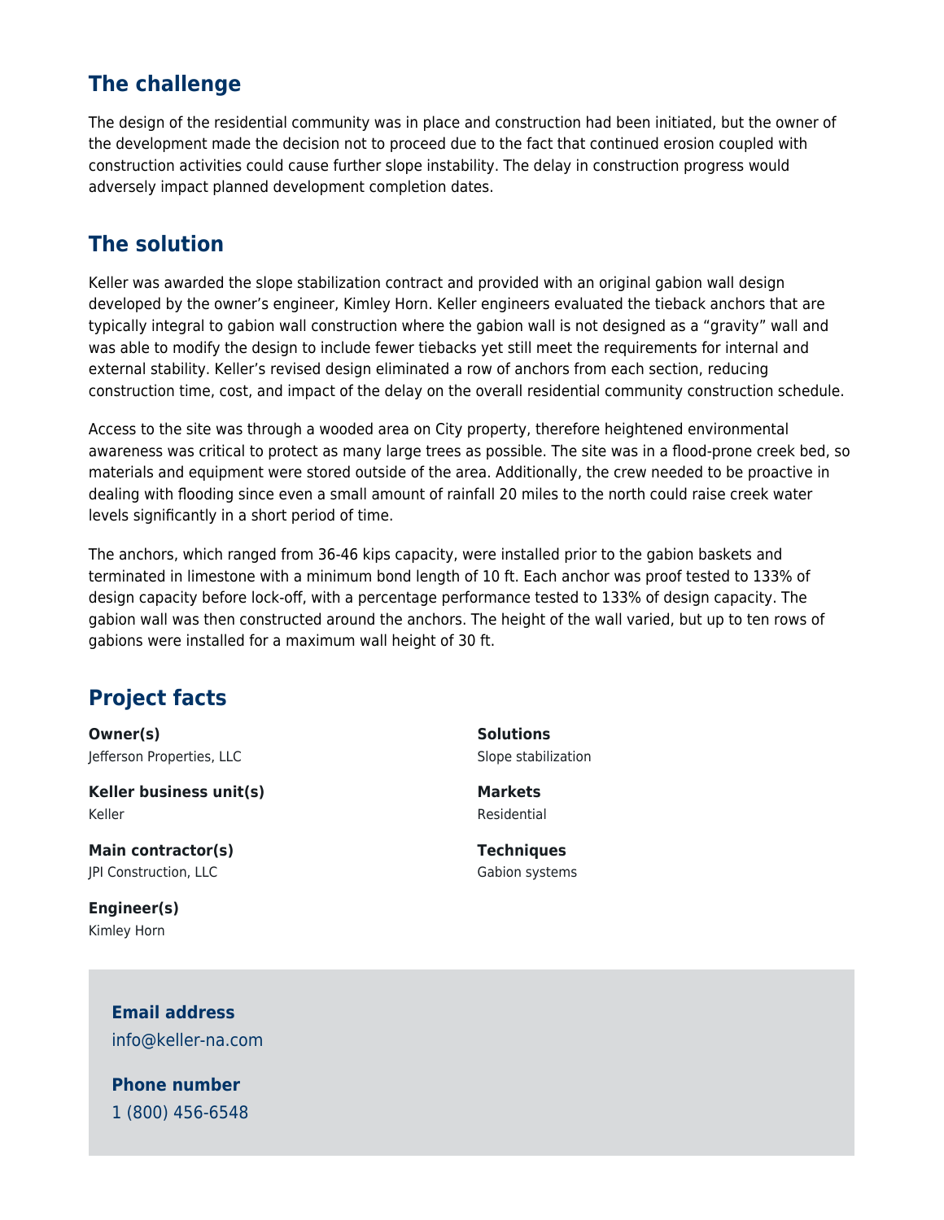## The challenge

The design of the residential community was in place and construction had been initiated, but the owner of the development made the decision not to proceed due to the fact that continued erosion coupled with construction activities could cause further slope instability. The delay in construction progress would adversely impact planned development completion dates.

## The solution

Keller was awarded the slope stabilization contract and provided with an original gabion wall design developed by the owner's engineer, Kimley Horn. Keller engineers evaluated the tieback anchors that are typically integral to gabion wall construction where the gabion wall is not designed as a "gravity" wall and was able to modify the design to include fewer tiebacks yet still meet the requirements for internal and external stability. Keller's revised design eliminated a row of anchors from each section, reducing construction time, cost, and impact of the delay on the overall residential community construction schedule.

Access to the site was through a wooded area on City property, therefore heightened environmental awareness was critical to protect as many large trees as possible. The site was in a flood-prone creek bed, so materials and equipment were stored outside of the area. Additionally, the crew needed to be proactive in dealing with flooding since even a small amount of rainfall 20 miles to the north could raise creek water levels significantly in a short period of time.

The anchors, which ranged from 36-46 kips capacity, were installed prior to the gabion baskets and terminated in limestone with a minimum bond length of 10 ft. Each anchor was proof tested to 133% of design capacity before lock-off, with a percentage performance tested to 133% of design capacity. The gabion wall was then constructed around the anchors. The height of the wall varied, but up to ten rows of gabions were installed for a maximum wall height of 30 ft.

## Project facts

**Owner(s)**
Jefferson Properties, LLC

**Keller business unit(s)**
Keller

**Main contractor(s)**
JPI Construction, LLC

**Engineer(s)**
Kimley Horn

**Solutions**
Slope stabilization

**Markets**
Residential

**Techniques**
Gabion systems

**Email address**
info@keller-na.com

**Phone number**
1 (800) 456-6548